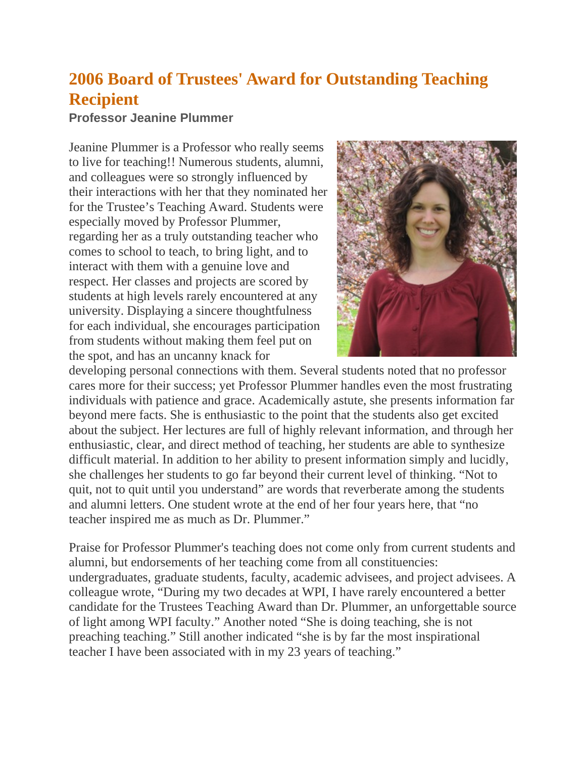# 2006 Board of Trustees' Award for Outstanding Teaching Recipient

**Professor Jeanine Plummer**

Jeanine Plummer is a Professor who really seems to live for teaching!! Numerous students, alumni, and colleagues were so strongly influenced by their interactions with her that they nominated her for the Trustee's Teaching Award. Students were especially moved by Professor Plummer, regarding her as a truly outstanding teacher who comes to school to teach, to bring light, and to interact with them with a genuine love and respect. Her classes and projects are scored by students at high levels rarely encountered at any university. Displaying a sincere thoughtfulness for each individual, she encourages participation from students without making them feel put on the spot, and has an uncanny knack for developing personal connections with them. Several students noted that no professor cares more for their success; yet Professor Plummer handles even the most frustrating individuals with patience and grace. Academically astute, she presents information far beyond mere facts. She is enthusiastic to the point that the students also get excited about the subject. Her lectures are full of highly relevant information, and through her enthusiastic, clear, and direct method of teaching, her students are able to synthesize difficult material. In addition to her ability to present information simply and lucidly, she challenges her students to go far beyond their current level of thinking. "Not to quit, not to quit until you understand" are words that reverberate among the students and alumni letters. One student wrote at the end of her four years here, that "no teacher inspired me as much as Dr. Plummer."

Praise for Professor Plummer's teaching does not come only from current students and alumni, but endorsements of her teaching come from all constituencies: undergraduates, graduate students, faculty, academic advisees, and project advisees. A colleague wrote, "During my two decades at WPI, I have rarely encountered a better candidate for the Trustees Teaching Award than Dr. Plummer, an unforgettable source of light among WPI faculty." Another noted "She is doing teaching, she is not preaching teaching." Still another indicated "she is by far the most inspirational teacher I have been associated with in my 23 years of teaching."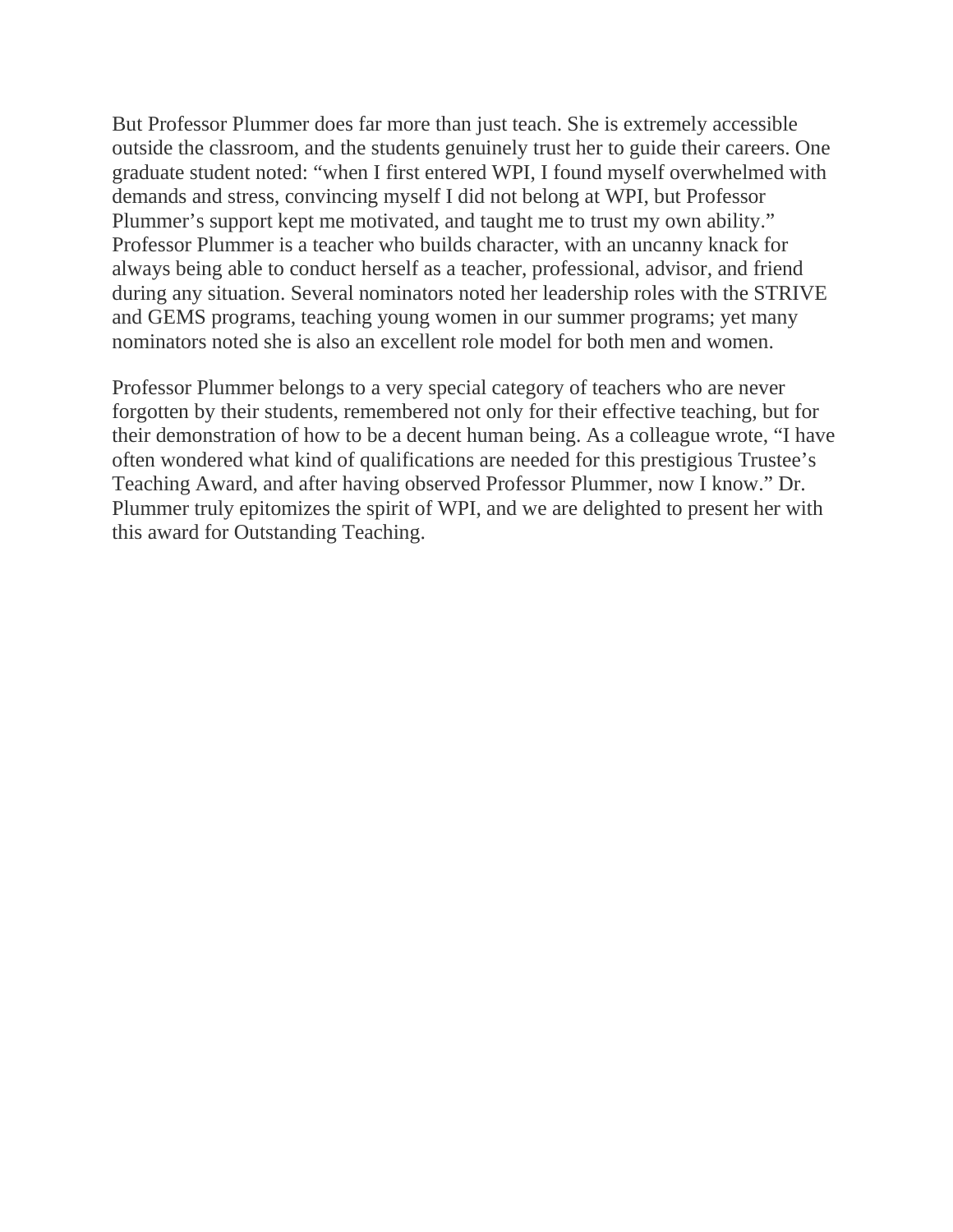But Professor Plummer does far more than just teach. She is extremely accessible outside the classroom, and the students genuinely trust her to guide their careers. One graduate student noted: “when I first entered WPI, I found myself overwhelmed with demands and stress, convincing myself I did not belong at WPI, but Professor Plummer’s support kept me motivated, and taught me to trust my own ability.” Professor Plummer is a teacher who builds character, with an uncanny knack for always being able to conduct herself as a teacher, professional, advisor, and friend during any situation. Several nominators noted her leadership roles with the STRIVE and GEMS programs, teaching young women in our summer programs; yet many nominators noted she is also an excellent role model for both men and women.

Professor Plummer belongs to a very special category of teachers who are never forgotten by their students, remembered not only for their effective teaching, but for their demonstration of how to be a decent human being. As a colleague wrote, “I have often wondered what kind of qualifications are needed for this prestigious Trustee’s Teaching Award, and after having observed Professor Plummer, now I know.” Dr. Plummer truly epitomizes the spirit of WPI, and we are delighted to present her with this award for Outstanding Teaching.